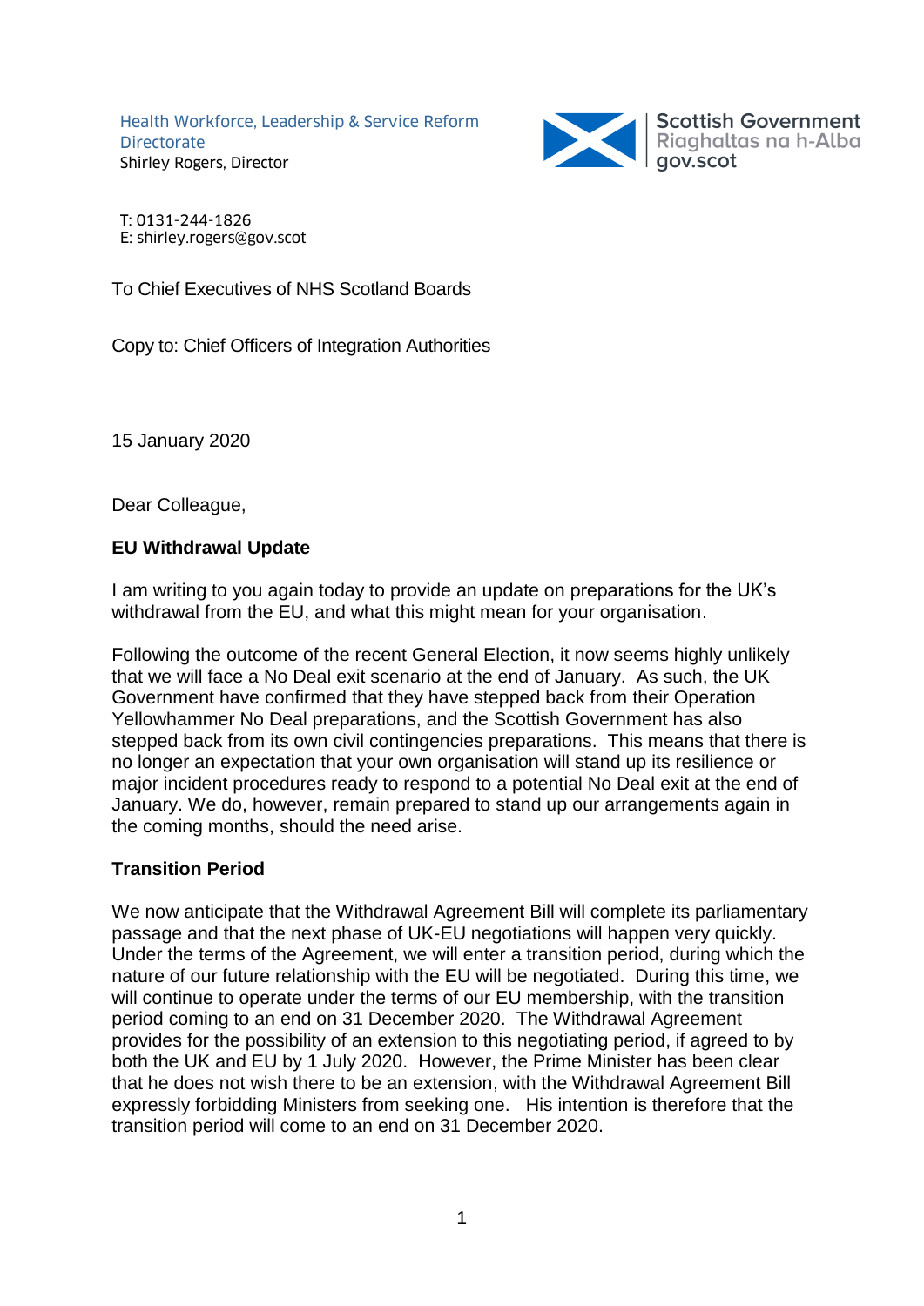Health Workforce, Leadership & Service Reform Directorate
Shirley Rogers, Director

Scottish Government
Riaghaltas na h-Alba
gov.scot

T: 0131-244-1826
E: shirley.rogers@gov.scot

To Chief Executives of NHS Scotland Boards

Copy to: Chief Officers of Integration Authorities

15 January 2020

Dear Colleague,

**EU Withdrawal Update**

I am writing to you again today to provide an update on preparations for the UK's withdrawal from the EU, and what this might mean for your organisation.

Following the outcome of the recent General Election, it now seems highly unlikely that we will face a No Deal exit scenario at the end of January. As such, the UK Government have confirmed that they have stepped back from their Operation Yellowhammer No Deal preparations, and the Scottish Government has also stepped back from its own civil contingencies preparations. This means that there is no longer an expectation that your own organisation will stand up its resilience or major incident procedures ready to respond to a potential No Deal exit at the end of January. We do, however, remain prepared to stand up our arrangements again in the coming months, should the need arise.

**Transition Period**

We now anticipate that the Withdrawal Agreement Bill will complete its parliamentary passage and that the next phase of UK-EU negotiations will happen very quickly. Under the terms of the Agreement, we will enter a transition period, during which the nature of our future relationship with the EU will be negotiated. During this time, we will continue to operate under the terms of our EU membership, with the transition period coming to an end on 31 December 2020. The Withdrawal Agreement provides for the possibility of an extension to this negotiating period, if agreed to by both the UK and EU by 1 July 2020. However, the Prime Minister has been clear that he does not wish there to be an extension, with the Withdrawal Agreement Bill expressly forbidding Ministers from seeking one. His intention is therefore that the transition period will come to an end on 31 December 2020.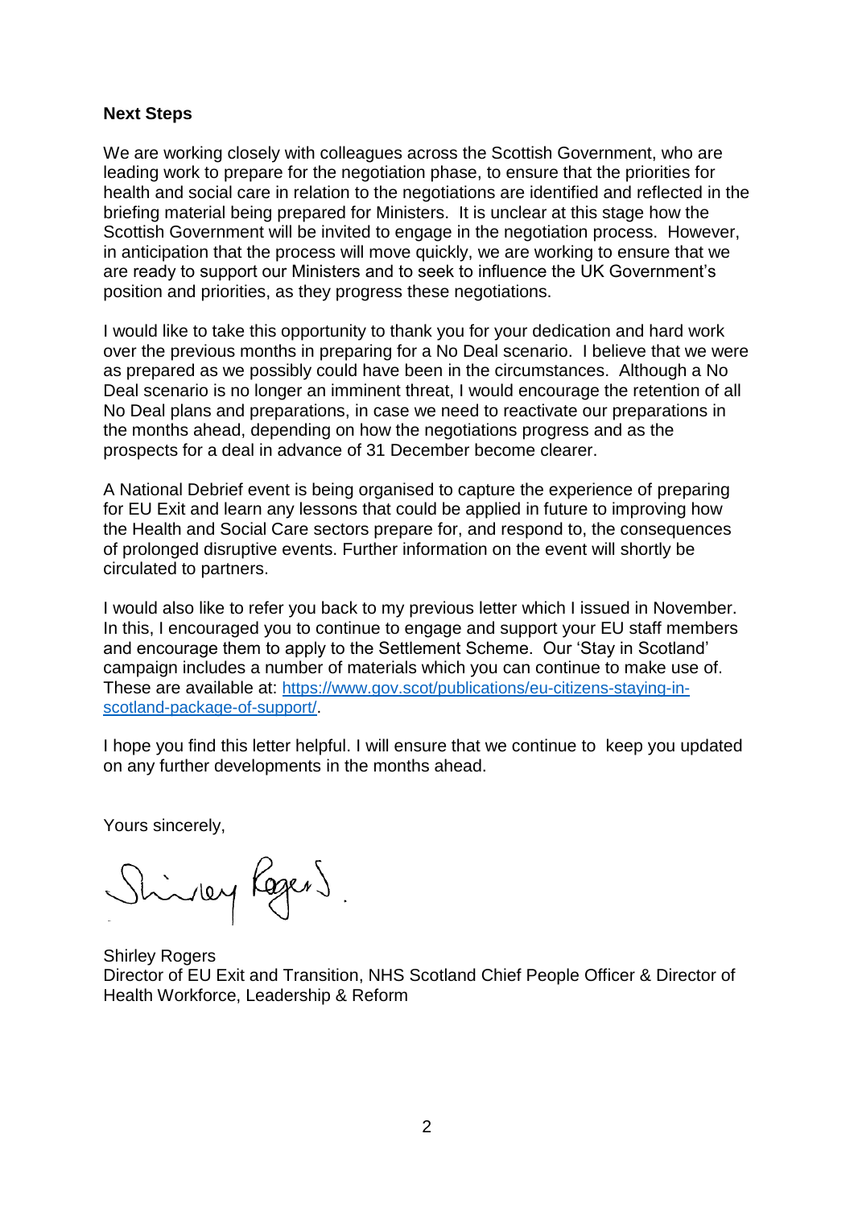**Next Steps**

We are working closely with colleagues across the Scottish Government, who are leading work to prepare for the negotiation phase, to ensure that the priorities for health and social care in relation to the negotiations are identified and reflected in the briefing material being prepared for Ministers. It is unclear at this stage how the Scottish Government will be invited to engage in the negotiation process. However, in anticipation that the process will move quickly, we are working to ensure that we are ready to support our Ministers and to seek to influence the UK Government's position and priorities, as they progress these negotiations.

I would like to take this opportunity to thank you for your dedication and hard work over the previous months in preparing for a No Deal scenario. I believe that we were as prepared as we possibly could have been in the circumstances. Although a No Deal scenario is no longer an imminent threat, I would encourage the retention of all No Deal plans and preparations, in case we need to reactivate our preparations in the months ahead, depending on how the negotiations progress and as the prospects for a deal in advance of 31 December become clearer.

A National Debrief event is being organised to capture the experience of preparing for EU Exit and learn any lessons that could be applied in future to improving how the Health and Social Care sectors prepare for, and respond to, the consequences of prolonged disruptive events. Further information on the event will shortly be circulated to partners.

I would also like to refer you back to my previous letter which I issued in November. In this, I encouraged you to continue to engage and support your EU staff members and encourage them to apply to the Settlement Scheme. Our 'Stay in Scotland' campaign includes a number of materials which you can continue to make use of. These are available at: [https://www.gov.scot/publications/eu-citizens-staying-in-scotland-package-of-support/](https://www.gov.scot/publications/eu-citizens-staying-in-scotland-package-of-support/).

I hope you find this letter helpful. I will ensure that we continue to keep you updated on any further developments in the months ahead.

Yours sincerely,

Shirley Rogers

Shirley Rogers
Director of EU Exit and Transition, NHS Scotland Chief People Officer & Director of Health Workforce, Leadership & Reform